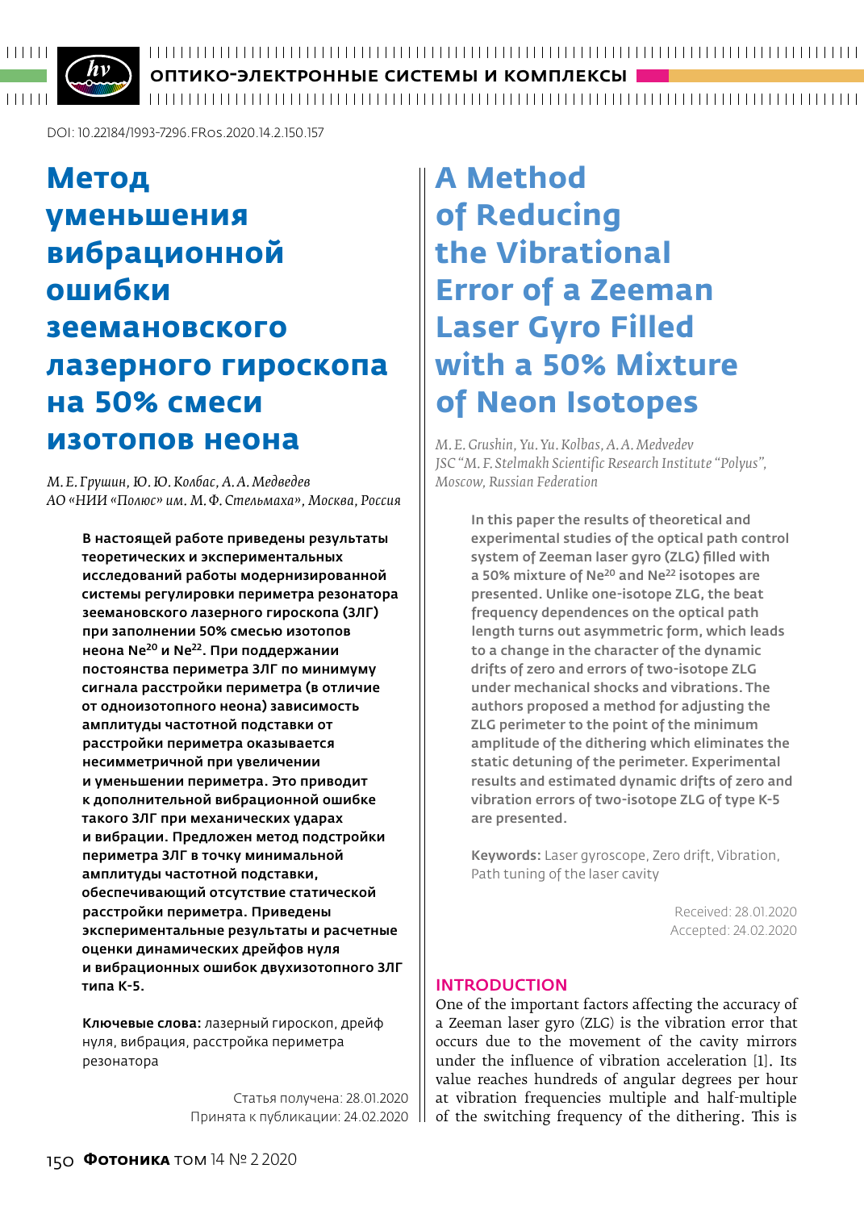DOI: 10.22184/1993-7296.FRos.2020.14.2.150.157

# Метод уменьшения вибрационной ошибки зеемановского лазерного гироскопа на 50% смеси изотопов неона

*М. Е. Грушин, Ю. Ю. Колбас, А. А. Медведев*
*АО «НИИ «Полюс» им. М. Ф. Стельмаха», Москва, Россия*

**В настоящей работе приведены результаты теоретических и экспериментальных исследований работы модернизированной системы регулировки периметра резонатора зеемановского лазерного гироскопа (ЗЛГ) при заполнении 50% смесью изотопов неона $Ne^{20}$ и $Ne^{22}$. При поддержании постоянства периметра ЗЛГ по минимуму сигнала расстройки периметра (в отличие от одноизотопного неона) зависимость амплитуды частотной подставки от расстройки периметра оказывается несимметричной при увеличении и уменьшении периметра. Это приводит к дополнительной вибрационной ошибке такого ЗЛГ при механических ударах и вибрации. Предложен метод подстройки периметра ЗЛГ в точку минимальной амплитуды частотной подставки, обеспечивающий отсутствие статической расстройки периметра. Приведены экспериментальные результаты и расчетные оценки динамических дрейфов нуля и вибрационных ошибок двухизотопного ЗЛГ типа К-5.**

**Ключевые слова:** лазерный гироскоп, дрейф нуля, вибрация, расстройка периметра резонатора

Статья получена: 28.01.2020
Принята к публикации: 24.02.2020

# A Method of Reducing the Vibrational Error of a Zeeman Laser Gyro Filled with a 50% Mixture of Neon Isotopes

*M. E. Grushin, Yu. Yu. Kolbas, A. A. Medvedev*
*JSC "M. F. Stelmakh Scientific Research Institute "Polyus", Moscow, Russian Federation*

In this paper the results of theoretical and experimental studies of the optical path control system of Zeeman laser gyro (ZLG) filled with a 50% mixture of $Ne^{20}$ and $Ne^{22}$ isotopes are presented. Unlike one-isotope ZLG, the beat frequency dependences on the optical path length turns out asymmetric form, which leads to a change in the character of the dynamic drifts of zero and errors of two-isotope ZLG under mechanical shocks and vibrations. The authors proposed a method for adjusting the ZLG perimeter to the point of the minimum amplitude of the dithering which eliminates the static detuning of the perimeter. Experimental results and estimated dynamic drifts of zero and vibration errors of two-isotope ZLG of type K-5 are presented.

**Keywords:** Laser gyroscope, Zero drift, Vibration, Path tuning of the laser cavity

Received: 28.01.2020
Accepted: 24.02.2020

## INTRODUCTION

One of the important factors affecting the accuracy of a Zeeman laser gyro (ZLG) is the vibration error that occurs due to the movement of the cavity mirrors under the influence of vibration acceleration [1]. Its value reaches hundreds of angular degrees per hour at vibration frequencies multiple and half-multiple of the switching frequency of the dithering. This is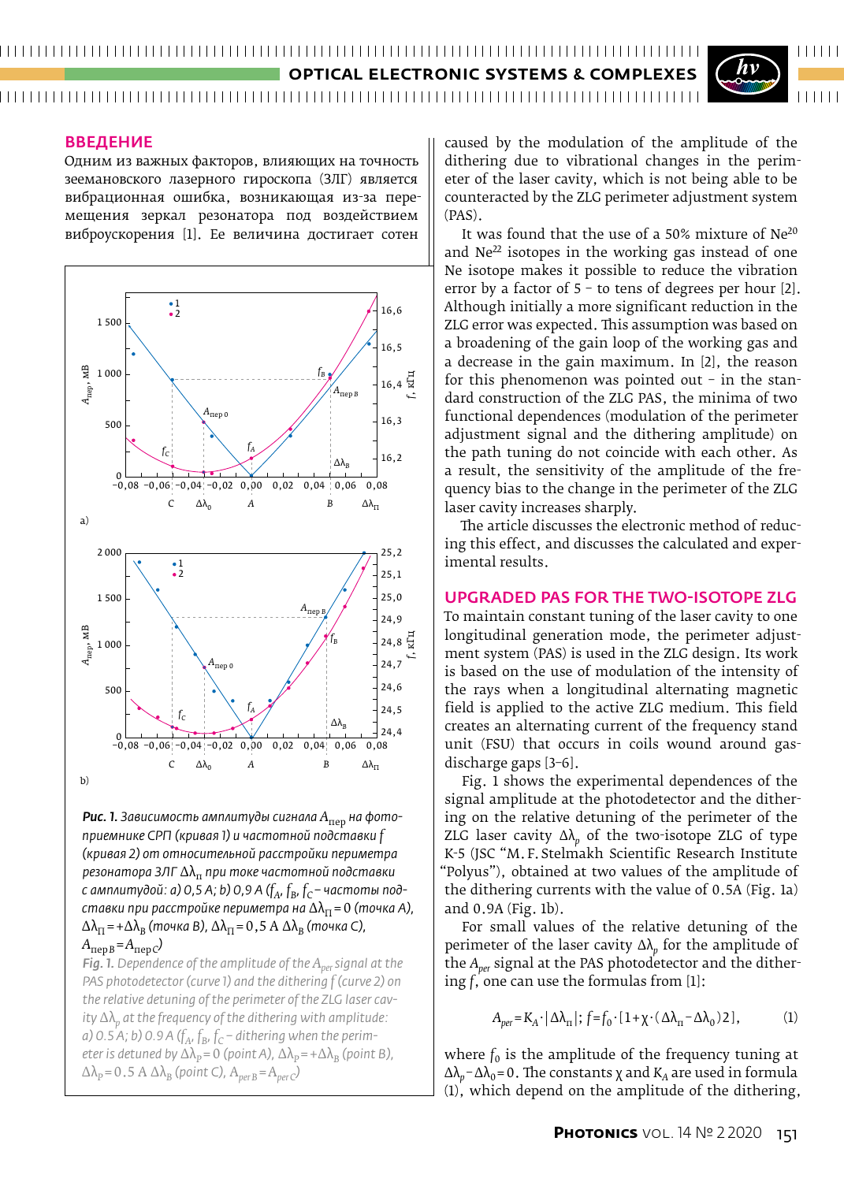## ВВЕДЕНИЕ

Одним из важных факторов, влияющих на точность зеемановского лазерного гироскопа (ЗЛГ) является вибрационная ошибка, возникающая из-за перемещения зеркал резонатора под воздействием виброускорения [1]. Ее величина достигает сотен

**Рис. 1.** *Зависимость амплитуды сигнала $A_{пер}$ на фотоприемнике СРП (кривая 1) и частотной подставки $f$ (кривая 2) от относительной расстройки периметра резонатора ЗЛГ $\Delta\lambda_п$ при токе частотной подставки с амплитудой: а) 0,5 А; b) 0,9 А ($f_A$, $f_B$, $f_C$ – частоты подставки при расстройке периметра на $\Delta\lambda_п = 0$ (точка A), $\Delta\lambda_п = +\Delta\lambda_B$ (точка B), $\Delta\lambda_п = 0{,}5$ А $\Delta\lambda_B$ (точка C), $A_{пер B} = A_{пер C}$)*

*Fig. 1. Dependence of the amplitude of the $A_{per}$ signal at the PAS photodetector (curve 1) and the dithering $f$ (curve 2) on the relative detuning of the perimeter of the ZLG laser cavity $\Delta\lambda_p$ at the frequency of the dithering with amplitude: a) 0.5 A; b) 0.9 A ($f_A$, $f_B$, $f_C$ – dithering when the perimeter is detuned by $\Delta\lambda_p = 0$ (point A), $\Delta\lambda_p = +\Delta\lambda_B$ (point B), $\Delta\lambda_p = 0.5$ A $\Delta\lambda_B$ (point C), $A_{per B} = A_{per C}$)*

caused by the modulation of the amplitude of the dithering due to vibrational changes in the perimeter of the laser cavity, which is not being able to be counteracted by the ZLG perimeter adjustment system (PAS).

It was found that the use of a 50% mixture of $Ne^{20}$ and $Ne^{22}$ isotopes in the working gas instead of one Ne isotope makes it possible to reduce the vibration error by a factor of 5 – to tens of degrees per hour [2]. Although initially a more significant reduction in the ZLG error was expected. This assumption was based on a broadening of the gain loop of the working gas and a decrease in the gain maximum. In [2], the reason for this phenomenon was pointed out – in the standard construction of the ZLG PAS, the minima of two functional dependences (modulation of the perimeter adjustment signal and the dithering amplitude) on the path tuning do not coincide with each other. As a result, the sensitivity of the amplitude of the frequency bias to the change in the perimeter of the ZLG laser cavity increases sharply.

The article discusses the electronic method of reducing this effect, and discusses the calculated and experimental results.

## UPGRADED PAS FOR THE TWO-ISOTOPE ZLG

To maintain constant tuning of the laser cavity to one longitudinal generation mode, the perimeter adjustment system (PAS) is used in the ZLG design. Its work is based on the use of modulation of the intensity of the rays when a longitudinal alternating magnetic field is applied to the active ZLG medium. This field creates an alternating current of the frequency stand unit (FSU) that occurs in coils wound around gas-discharge gaps [3–6].

Fig. 1 shows the experimental dependences of the signal amplitude at the photodetector and the dithering on the relative detuning of the perimeter of the ZLG laser cavity $\Delta\lambda_p$ of the two-isotope ZLG of type K-5 (JSC "M. F. Stelmakh Scientific Research Institute "Polyus"), obtained at two values of the amplitude of the dithering currents with the value of 0.5A (Fig. 1a) and 0.9A (Fig. 1b).

For small values of the relative detuning of the perimeter of the laser cavity $\Delta\lambda_p$ for the amplitude of the $A_{per}$ signal at the PAS photodetector and the dithering $f$, one can use the formulas from [1]:

$$A_{per} = K_A \cdot |\Delta\lambda_п|;\ f = f_0 \cdot [1 + \chi \cdot (\Delta\lambda_п - \Delta\lambda_0)2], \quad (1)$$

where $f_0$ is the amplitude of the frequency tuning at $\Delta\lambda_p - \Delta\lambda_0 = 0$. The constants $\chi$ and $K_A$ are used in formula (1), which depend on the amplitude of the dithering,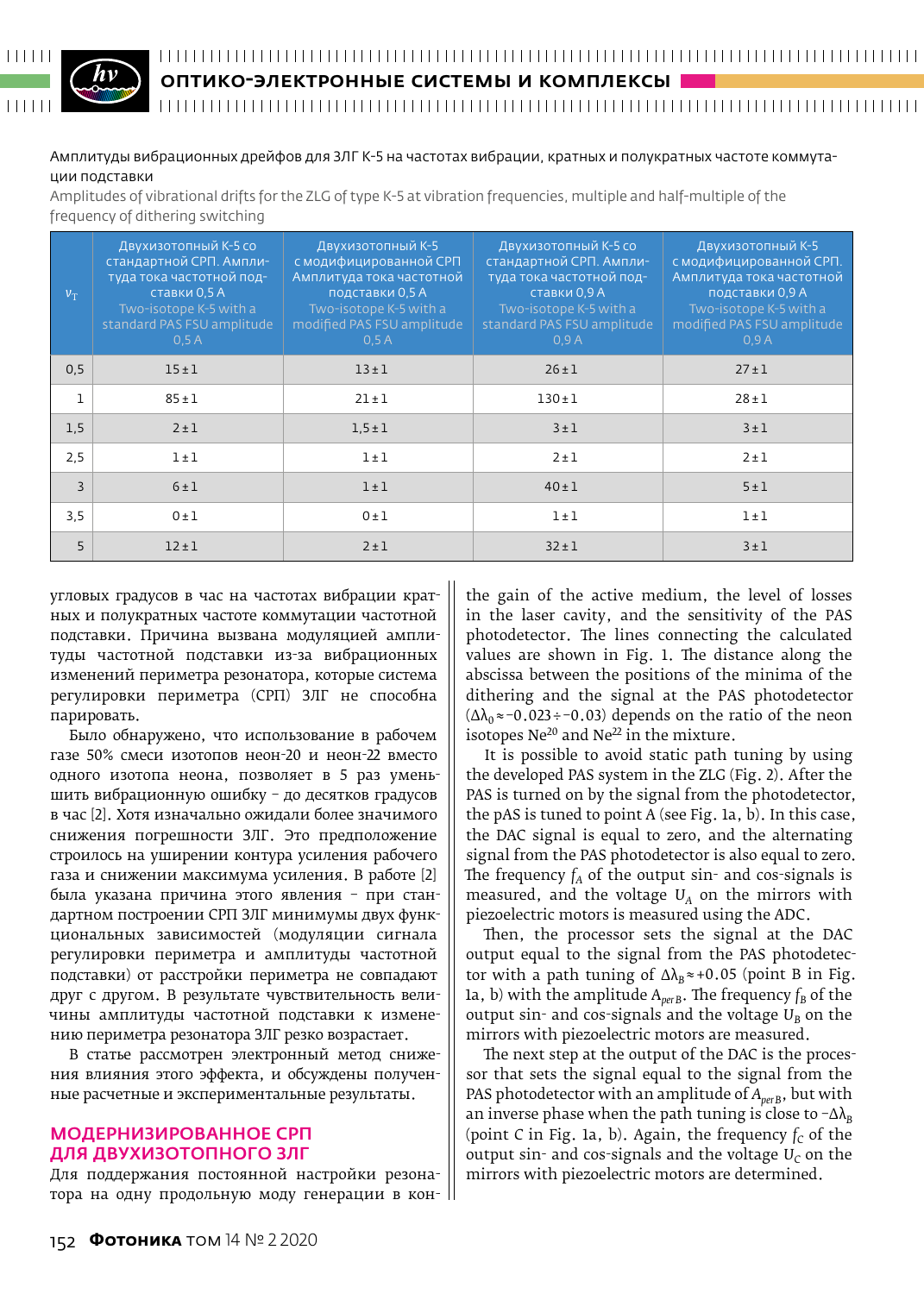Амплитуды вибрационных дрейфов для ЗЛГ К-5 на частотах вибрации, кратных и полукратных частоте коммутации подставки

Amplitudes of vibrational drifts for the ZLG of type K-5 at vibration frequencies, multiple and half-multiple of the frequency of dithering switching

| $\nu_T$ | Двухизотопный К-5 со стандартной СРП. Амплитуда тока частотной подставки 0,5 А Two-isotope K-5 with a standard PAS FSU amplitude 0,5 A | Двухизотопный К-5 с модифицированной СРП Амплитуда тока частотной подставки 0,5 А Two-isotope K-5 with a modified PAS FSU amplitude 0,5 A | Двухизотопный К-5 со стандартной СРП. Амплитуда тока частотной подставки 0,9 А Two-isotope K-5 with a standard PAS FSU amplitude 0,9 A | Двухизотопный К-5 с модифицированной СРП. Амплитуда тока частотной подставки 0,9 А Two-isotope K-5 with a modified PAS FSU amplitude 0,9 A |
|---|---|---|---|---|
| 0,5 | 15 ± 1 | 13 ± 1 | 26 ± 1 | 27 ± 1 |
| 1 | 85 ± 1 | 21 ± 1 | 130 ± 1 | 28 ± 1 |
| 1,5 | 2 ± 1 | 1,5 ± 1 | 3 ± 1 | 3 ± 1 |
| 2,5 | 1 ± 1 | 1 ± 1 | 2 ± 1 | 2 ± 1 |
| 3 | 6 ± 1 | 1 ± 1 | 40 ± 1 | 5 ± 1 |
| 3,5 | 0 ± 1 | 0 ± 1 | 1 ± 1 | 1 ± 1 |
| 5 | 12 ± 1 | 2 ± 1 | 32 ± 1 | 3 ± 1 |

угловых градусов в час на частотах вибрации кратных и полукратных частоте коммутации частотной подставки. Причина вызвана модуляцией амплитуды частотной подставки из-за вибрационных изменений периметра резонатора, которые система регулировки периметра (СРП) ЗЛГ не способна парировать.

Было обнаружено, что использование в рабочем газе 50% смеси изотопов неон-20 и неон-22 вместо одного изотопа неона, позволяет в 5 раз уменьшить вибрационную ошибку – до десятков градусов в час [2]. Хотя изначально ожидали более значимого снижения погрешности ЗЛГ. Это предположение строилось на уширении контура усиления рабочего газа и снижении максимума усиления. В работе [2] была указана причина этого явления – при стандартном построении СРП ЗЛГ минимумы двух функциональных зависимостей (модуляции сигнала регулировки периметра и амплитуды частотной подставки) от расстройки периметра не совпадают друг с другом. В результате чувствительность величины амплитуды частотной подставки к изменению периметра резонатора ЗЛГ резко возрастает.

В статье рассмотрен электронный метод снижения влияния этого эффекта, и обсуждены полученные расчетные и экспериментальные результаты.

## МОДЕРНИЗИРОВАННОЕ СРП ДЛЯ ДВУХИЗОТОПНОГО ЗЛГ

Для поддержания постоянной настройки резонатора на одну продольную моду генерации в кон-

the gain of the active medium, the level of losses in the laser cavity, and the sensitivity of the PAS photodetector. The lines connecting the calculated values are shown in Fig. 1. The distance along the abscissa between the positions of the minima of the dithering and the signal at the PAS photodetector ($\Delta\lambda_0 \approx -0.023 \div -0.03$) depends on the ratio of the neon isotopes $Ne^{20}$ and $Ne^{22}$ in the mixture.

It is possible to avoid static path tuning by using the developed PAS system in the ZLG (Fig. 2). After the PAS is turned on by the signal from the photodetector, the pAS is tuned to point A (see Fig. 1a, b). In this case, the DAC signal is equal to zero, and the alternating signal from the PAS photodetector is also equal to zero. The frequency $f_A$ of the output sin- and cos-signals is measured, and the voltage $U_A$ on the mirrors with piezoelectric motors is measured using the ADC.

Then, the processor sets the signal at the DAC output equal to the signal from the PAS photodetector with a path tuning of $\Delta\lambda_B \approx +0.05$ (point B in Fig. 1a, b) with the amplitude $A_{perB}$. The frequency $f_B$ of the output sin- and cos-signals and the voltage $U_B$ on the mirrors with piezoelectric motors are measured.

The next step at the output of the DAC is the processor that sets the signal equal to the signal from the PAS photodetector with an amplitude of $A_{perB}$, but with an inverse phase when the path tuning is close to $-\Delta\lambda_B$ (point C in Fig. 1a, b). Again, the frequency $f_C$ of the output sin- and cos-signals and the voltage $U_C$ on the mirrors with piezoelectric motors are determined.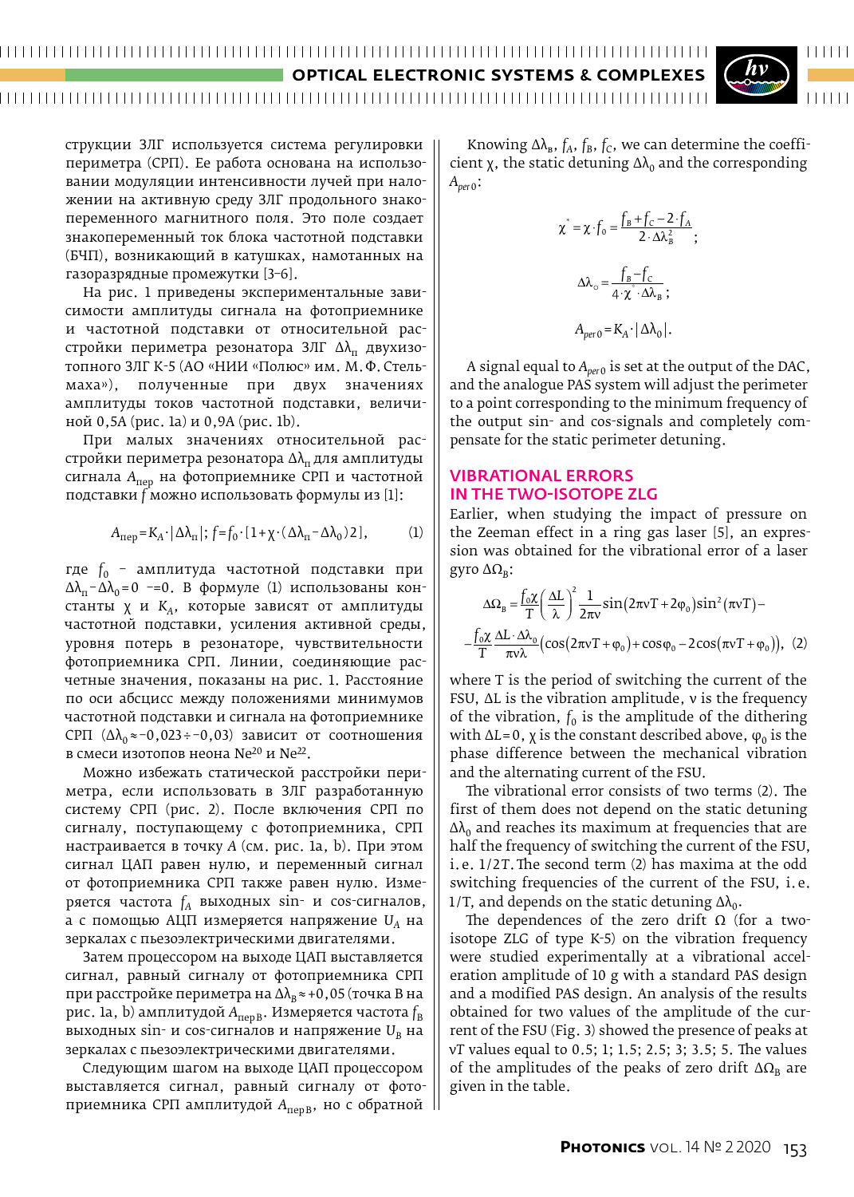струкции ЗЛГ используется система регулировки периметра (СРП). Ее работа основана на использовании модуляции интенсивности лучей при наложении на активную среду ЗЛГ продольного знакопеременного магнитного поля. Это поле создает знакопеременный ток блока частотной подставки (БЧП), возникающий в катушках, намотанных на газоразрядные промежутки [3–6].

На рис. 1 приведены экспериментальные зависимости амплитуды сигнала на фотоприемнике и частотной подставки от относительной расстройки периметра резонатора ЗЛГ $\Delta\lambda_п$ двухизотопного ЗЛГ К-5 (АО «НИИ «Полюс» им. М. Ф. Стельмаха»), полученные при двух значениях амплитуды токов частотной подставки, величиной 0,5А (рис. 1a) и 0,9А (рис. 1b).

При малых значениях относительной расстройки периметра резонатора $\Delta\lambda_п$ для амплитуды сигнала $A_{пер}$ на фотоприемнике СРП и частотной подставки $f$ можно использовать формулы из [1]:

$$A_{пер} = K_A \cdot |\Delta\lambda_п|; \; f = f_0 \cdot [1 + \chi \cdot (\Delta\lambda_п - \Delta\lambda_0)2], \qquad (1)$$

где $f_0$ – амплитуда частотной подставки при $\Delta\lambda_п - \Delta\lambda_0 = 0$ –=0. В формуле (1) использованы константы $\chi$ и $K_A$, которые зависят от амплитуды частотной подставки, усиления активной среды, уровня потерь в резонаторе, чувствительности фотоприемника СРП. Линии, соединяющие расчетные значения, показаны на рис. 1. Расстояние по оси абсцисс между положениями минимумов частотной подставки и сигнала на фотоприемнике СРП ($\Delta\lambda_0 \approx -0{,}023 \div -0{,}03$) зависит от соотношения в смеси изотопов неона $Ne^{20}$ и $Ne^{22}$.

Можно избежать статической расстройки периметра, если использовать в ЗЛГ разработанную систему СРП (рис. 2). После включения СРП по сигналу, поступающему с фотоприемника, СРП настраивается в точку *A* (см. рис. 1a, b). При этом сигнал ЦАП равен нулю, и переменный сигнал от фотоприемника СРП также равен нулю. Измеряется частота $f_A$ выходных sin- и cos-сигналов, а с помощью АЦП измеряется напряжение $U_A$ на зеркалах с пьезоэлектрическими двигателями.

Затем процессором на выходе ЦАП выставляется сигнал, равный сигналу от фотоприемника СРП при расстройке периметра на $\Delta\lambda_B \approx +0{,}05$ (точка B на рис. 1a, b) амплитудой $A_{перB}$. Измеряется частота $f_B$ выходных sin- и cos-сигналов и напряжение $U_B$ на зеркалах с пьезоэлектрическими двигателями.

Следующим шагом на выходе ЦАП процессором выставляется сигнал, равный сигналу от фотоприемника СРП амплитудой $A_{перB}$, но с обратной

Knowing $\Delta\lambda_B$, $f_A$, $f_B$, $f_C$, we can determine the coefficient $\chi$, the static detuning $\Delta\lambda_0$ and the corresponding $A_{per0}$:

$$\chi^* = \chi \cdot f_0 = \frac{f_B + f_C - 2 \cdot f_A}{2 \cdot \Delta\lambda_B^2};$$

$$\Delta\lambda_0 = \frac{f_B - f_C}{4 \cdot \chi^* \cdot \Delta\lambda_B};$$

$$A_{per0} = K_A \cdot |\Delta\lambda_0|.$$

A signal equal to $A_{per0}$ is set at the output of the DAC, and the analogue PAS system will adjust the perimeter to a point corresponding to the minimum frequency of the output sin- and cos-signals and completely compensate for the static perimeter detuning.

## VIBRATIONAL ERRORS IN THE TWO-ISOTOPE ZLG

Earlier, when studying the impact of pressure on the Zeeman effect in a ring gas laser [5], an expression was obtained for the vibrational error of a laser gyro $\Delta\Omega_B$:

$$\Delta\Omega_B = \frac{f_0\chi}{T}\left(\frac{\Delta L}{\lambda}\right)^2 \frac{1}{2\pi\nu}\sin(2\pi\nu T + 2\varphi_0)\sin^2(\pi\nu T) - \frac{f_0\chi}{T}\frac{\Delta L \cdot \Delta\lambda_0}{\pi\nu\lambda}\left(\cos(2\pi\nu T + \varphi_0) + \cos\varphi_0 - 2\cos(\pi\nu T + \varphi_0)\right), \quad (2)$$

where T is the period of switching the current of the FSU, ΔL is the vibration amplitude, ν is the frequency of the vibration, $f_0$ is the amplitude of the dithering with ΔL = 0, χ is the constant described above, $\varphi_0$ is the phase difference between the mechanical vibration and the alternating current of the FSU.

The vibrational error consists of two terms (2). The first of them does not depend on the static detuning $\Delta\lambda_0$ and reaches its maximum at frequencies that are half the frequency of switching the current of the FSU, i. e. 1/2T. The second term (2) has maxima at the odd switching frequencies of the current of the FSU, i. e. 1/T, and depends on the static detuning $\Delta\lambda_0$.

The dependences of the zero drift Ω (for a two-isotope ZLG of type K-5) on the vibration frequency were studied experimentally at a vibrational acceleration amplitude of 10 g with a standard PAS design and a modified PAS design. An analysis of the results obtained for two values of the amplitude of the current of the FSU (Fig. 3) showed the presence of peaks at νT values equal to 0.5; 1; 1.5; 2.5; 3; 3.5; 5. The values of the amplitudes of the peaks of zero drift $\Delta\Omega_B$ are given in the table.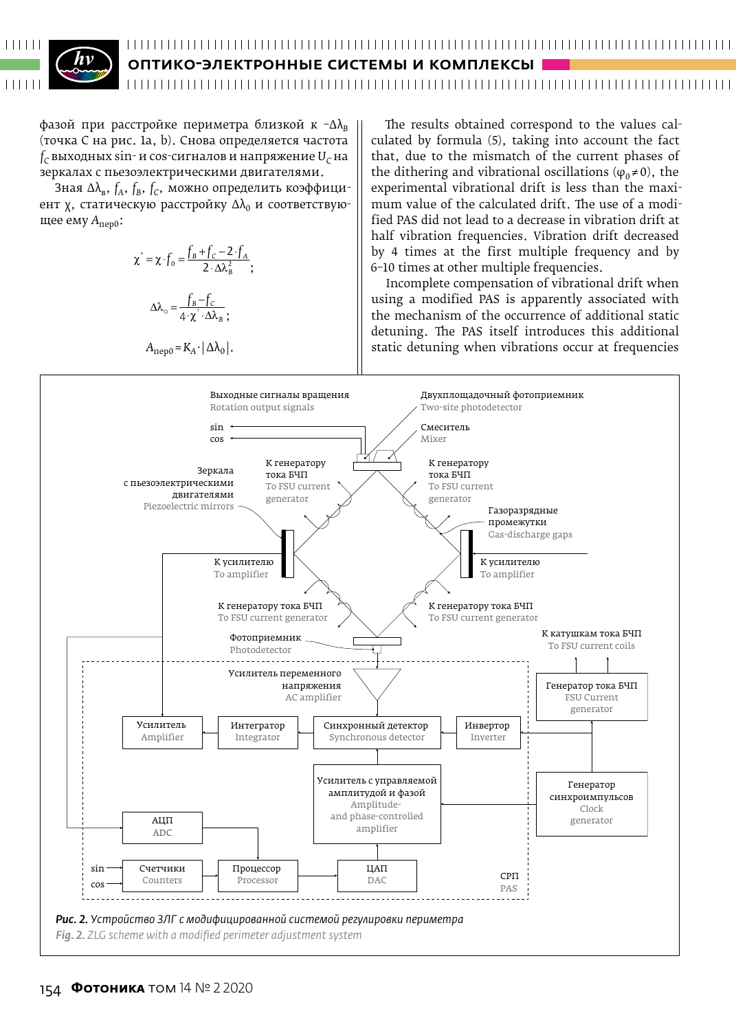фазой при расстройке периметра близкой к $-\Delta\lambda_B$ (точка C на рис. 1a, b). Снова определяется частота $f_C$ выходных sin- и cos-сигналов и напряжение $U_C$ на зеркалах с пьезоэлектрическими двигателями.

Зная $\Delta\lambda_в$, $f_A$, $f_B$, $f_C$, можно определить коэффициент χ, статическую расстройку $\Delta\lambda_0$ и соответствующее ему $A_{пер0}$:

$$\chi^* = \chi \cdot f_0 = \frac{f_B + f_C - 2 \cdot f_A}{2 \cdot \Delta\lambda_B^2};$$

$$\Delta\lambda_o = \frac{f_B - f_C}{4 \cdot \chi^* \cdot \Delta\lambda_B};$$

$$A_{пер0} = K_A \cdot |\Delta\lambda_0|.$$

The results obtained correspond to the values calculated by formula (5), taking into account the fact that, due to the mismatch of the current phases of the dithering and vibrational oscillations ($\varphi_0 \neq 0$), the experimental vibrational drift is less than the maximum value of the calculated drift. The use of a modified PAS did not lead to a decrease in vibration drift at half vibration frequencies. Vibration drift decreased by 4 times at the first multiple frequency and by 6–10 times at other multiple frequencies.

Incomplete compensation of vibrational drift when using a modified PAS is apparently associated with the mechanism of the occurrence of additional static detuning. The PAS itself introduces this additional static detuning when vibrations occur at frequencies

***Рис. 2.*** *Устройство ЗЛГ с модифицированной системой регулировки периметра*

***Fig. 2.*** *ZLG scheme with a modified perimeter adjustment system*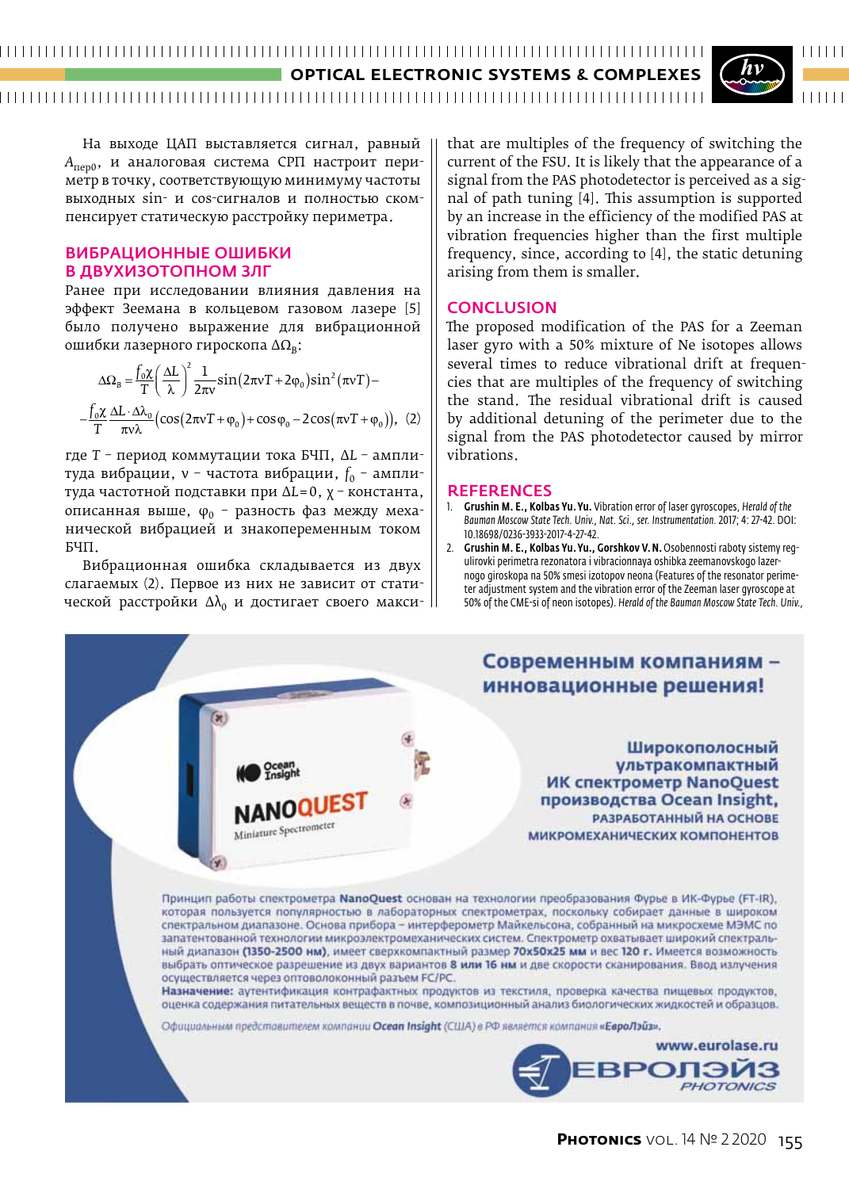На выходе ЦАП выставляется сигнал, равный $A_{\text{пер}0}$, и аналоговая система СРП настроит периметр в точку, соответствующую минимуму частоты выходных sin- и cos-сигналов и полностью скомпенсирует статическую расстройку периметра.

## ВИБРАЦИОННЫЕ ОШИБКИ В ДВУХИЗОТОПНОМ ЗЛГ

Ранее при исследовании влияния давления на эффект Зеемана в кольцевом газовом лазере [5] было получено выражение для вибрационной ошибки лазерного гироскопа $\Delta\Omega_B$:

$$\Delta\Omega_B = \frac{f_0\chi}{T}\left(\frac{\Delta L}{\lambda}\right)^2 \frac{1}{2\pi\nu}\sin(2\pi\nu T + 2\varphi_0)\sin^2(\pi\nu T) -$$

$$-\frac{f_0\chi}{T}\frac{\Delta L \cdot \Delta\lambda_0}{\pi\nu\lambda}\left(\cos(2\pi\nu T + \varphi_0) + \cos\varphi_0 - 2\cos(\pi\nu T + \varphi_0)\right), \quad (2)$$

где $T$ – период коммутации тока БЧП, $\Delta L$ – амплитуда вибрации, $\nu$ – частота вибрации, $f_0$ – амплитуда частотной подставки при $\Delta L = 0$, $\chi$ – константа, описанная выше, $\varphi_0$ – разность фаз между механической вибрацией и знакопеременным током БЧП.

Вибрационная ошибка складывается из двух слагаемых (2). Первое из них не зависит от статической расстройки $\Delta\lambda_0$ и достигает своего макси-

that are multiples of the frequency of switching the current of the FSU. It is likely that the appearance of a signal from the PAS photodetector is perceived as a signal of path tuning [4]. This assumption is supported by an increase in the efficiency of the modified PAS at vibration frequencies higher than the first multiple frequency, since, according to [4], the static detuning arising from them is smaller.

## CONCLUSION

The proposed modification of the PAS for a Zeeman laser gyro with a 50% mixture of Ne isotopes allows several times to reduce vibrational drift at frequencies that are multiples of the frequency of switching the stand. The residual vibrational drift is caused by additional detuning of the perimeter due to the signal from the PAS photodetector caused by mirror vibrations.

## REFERENCES

1. **Grushin M. E., Kolbas Yu. Yu.** Vibration error of laser gyroscopes, *Herald of the Bauman Moscow State Tech. Univ., Nat. Sci., ser. Instrumentation.* 2017; 4: 27-42. DOI: 10.18698/0236-3933-2017-4-27-42.
2. **Grushin M. E., Kolbas Yu. Yu., Gorshkov V. N.** Osobennosti raboty sistemy regulirovki perimetra rezonatora i vibracionnaya oshibka zeemanovskogo lazernogo giroskopa na 50% smesi izotopov neona (Features of the resonator perimeter adjustment system and the vibration error of the Zeeman laser gyroscope at 50% of the CME-si of neon isotopes). *Herald of the Bauman Moscow State Tech. Univ.,*

Современным компаниям – инновационные решения!

Широкополосный ультракомпактный ИК спектрометр NanoQuest производства Ocean Insight, РАЗРАБОТАННЫЙ НА ОСНОВЕ МИКРОМЕХАНИЧЕСКИХ КОМПОНЕНТОВ

Принцип работы спектрометра **NanoQuest** основан на технологии преобразования Фурье в ИК-Фурье (FT-IR), которая пользуется популярностью в лабораторных спектрометрах, поскольку собирает данные в широком спектральном диапазоне. Основа прибора – интерферометр Майкельсона, собранный на микросхеме МЭМС по запатентованной технологии микроэлектромеханических систем. Спектрометр охватывает широкий спектральный диапазон **(1350–2500 нм)**, имеет сверхкомпактный размер **70х50х25 мм** и вес **120 г**. Имеется возможность выбрать оптическое разрешение из двух вариантов **8 или 16 нм** и две скорости сканирования. Ввод излучения осуществляется через оптоволоконный разъем FC/PC.

**Назначение:** аутентификация контрафактных продуктов из текстиля, проверка качества пищевых продуктов, оценка содержания питательных веществ в почве, композиционный анализ биологических жидкостей и образцов.

*Официальным представителем компании **Ocean Insight** (США) в РФ является компания **«ЕвроЛэйз»**.*

www.eurolase.ru

ЕВРОЛЭЙЗ PHOTONICS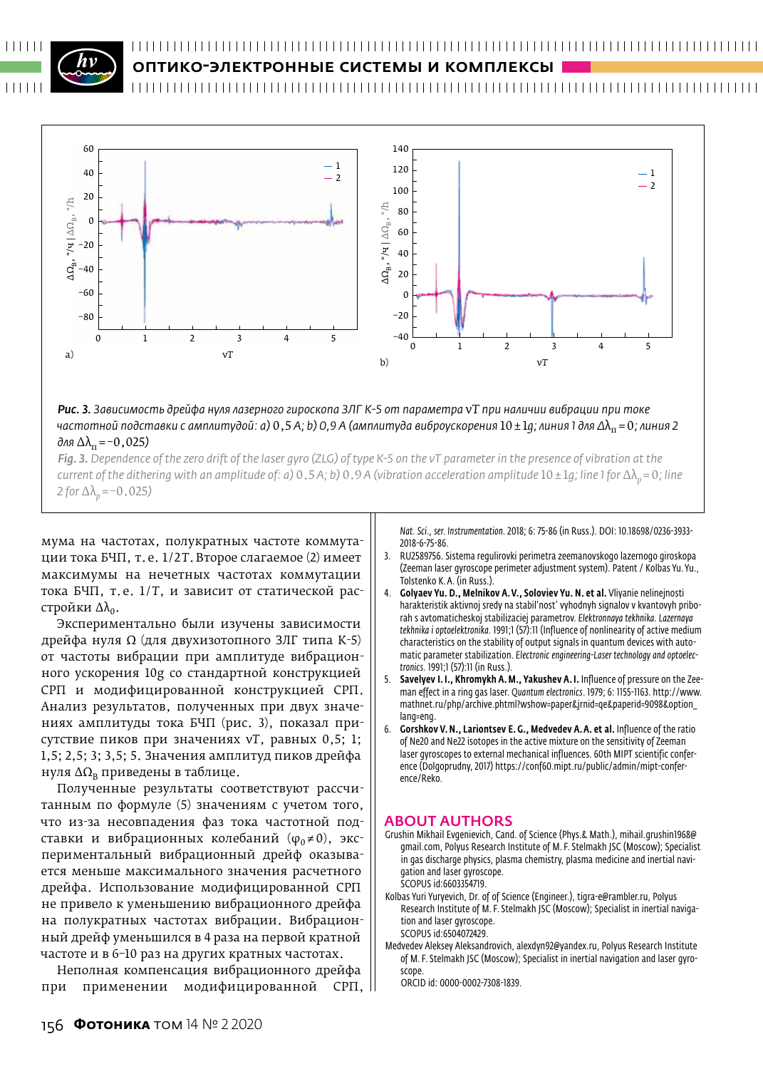*Рис. 3. Зависимость дрейфа нуля лазерного гироскопа ЗЛГ К-5 от параметра* $\nu T$ *при наличии вибрации при токе частотной подставки с амплитудой: а)* 0,5 А*; b) 0,9 А (амплитуда виброускорения* $10 \pm 1g$*; линия 1 для* $\Delta\lambda_п = 0$*; линия 2 для* $\Delta\lambda_п = -0{,}025$*)*

*Fig. 3. Dependence of the zero drift of the laser gyro (ZLG) of type K-5 on the* $\nu T$ *parameter in the presence of vibration at the current of the dithering with an amplitude of: a)* 0.5 A*; b)* 0.9 A *(vibration acceleration amplitude* $10 \pm 1g$*; line 1 for* $\Delta\lambda_p = 0$*; line 2 for* $\Delta\lambda_p = -0.025$*)*

мума на частотах, полукратных частоте коммутации тока БЧП, т.е. $1/2T$. Второе слагаемое (2) имеет максимумы на нечетных частотах коммутации тока БЧП, т.е. $1/T$, и зависит от статической расстройки $\Delta\lambda_0$.

Экспериментально были изучены зависимости дрейфа нуля $\Omega$ (для двухизотопного ЗЛГ типа К-5) от частоты вибрации при амплитуде вибрационного ускорения 10g со стандартной конструкцией СРП и модифицированной конструкцией СРП. Анализ результатов, полученных при двух значениях амплитуды тока БЧП (рис. 3), показал присутствие пиков при значениях $\nu T$, равных 0,5; 1; 1,5; 2,5; 3; 3,5; 5. Значения амплитуд пиков дрейфа нуля $\Delta\Omega_B$ приведены в таблице.

Полученные результаты соответствуют рассчитанным по формуле (5) значениям с учетом того, что из-за несовпадения фаз тока частотной подставки и вибрационных колебаний ($\varphi_0 \neq 0$), экспериментальный вибрационный дрейф оказывается меньше максимального значения расчетного дрейфа. Использование модифицированной СРП не привело к уменьшению вибрационного дрейфа на полукратных частотах вибрации. Вибрационный дрейф уменьшился в 4 раза на первой кратной частоте и в 6–10 раз на других кратных частотах.

Неполная компенсация вибрационного дрейфа при применении модифицированной СРП,

*Nat. Sci., ser. Instrumentation.* 2018; 6: 75-86 (in Russ.). DOI: 10.18698/0236-3933-2018-6-75-86.

3. RU2589756. Sistema regulirovki perimetra zeemanovskogo lazernogo giroskopa (Zeeman laser gyroscope perimeter adjustment system). Patent / Kolbas Yu. Yu., Tolstenko K. A. (in Russ.).
4. **Golyaev Yu. D., Melnikov A. V., Soloviev Yu. N. et al.** Vliyanie nelinejnosti harakteristik aktivnoj sredy na stabil'nost' vyhodnyh signalov v kvantovyh priborah s avtomaticheskoj stabilizaciej parametrov. *Elektronnaya tekhnika. Lazernaya tekhnika i optoelektronika.* 1991;1 (57):11 (Influence of nonlinearity of active medium characteristics on the stability of output signals in quantum devices with automatic parameter stabilization. *Electronic engineering-Laser technology and optoelectronics.* 1991;1 (57):11 (in Russ.).
5. **Savelyev I. I., Khromykh A. M., Yakushev A. I.** Influence of pressure on the Zeeman effect in a ring gas laser. *Quantum electronics.* 1979; 6: 1155-1163. http://www.mathnet.ru/php/archive.phtml?wshow=paper&jrnid=qe&paperid=9098&option_lang=eng.
6. **Gorshkov V. N., Lariontsev E. G., Medvedev A. A. et al.** Influence of the ratio of Ne20 and Ne22 isotopes in the active mixture on the sensitivity of Zeeman laser gyroscopes to external mechanical influences. 60th MIPT scientific conference (Dolgoprudny, 2017) https://conf60.mipt.ru/public/admin/mipt-conference/Reko.

## ABOUT AUTHORS

Grushin Mikhail Evgenievich, Cand. of Science (Phys.& Math.), mihail.grushin1968@gmail.com, Polyus Research Institute of M. F. Stelmakh JSC (Moscow); Specialist in gas discharge physics, plasma chemistry, plasma medicine and inertial navigation and laser gyroscope.
SCOPUS id:6603354719.

Kolbas Yuri Yuryevich, Dr. of of Science (Engineer.), tigra-e@rambler.ru, Polyus Research Institute of M. F. Stelmakh JSC (Moscow); Specialist in inertial navigation and laser gyroscope.
SCOPUS id:6504072429.

Medvedev Aleksey Aleksandrovich, alexdyn92@yandex.ru, Polyus Research Institute of M. F. Stelmakh JSC (Moscow); Specialist in inertial navigation and laser gyroscope.
ORCID id: 0000-0002-7308-1839.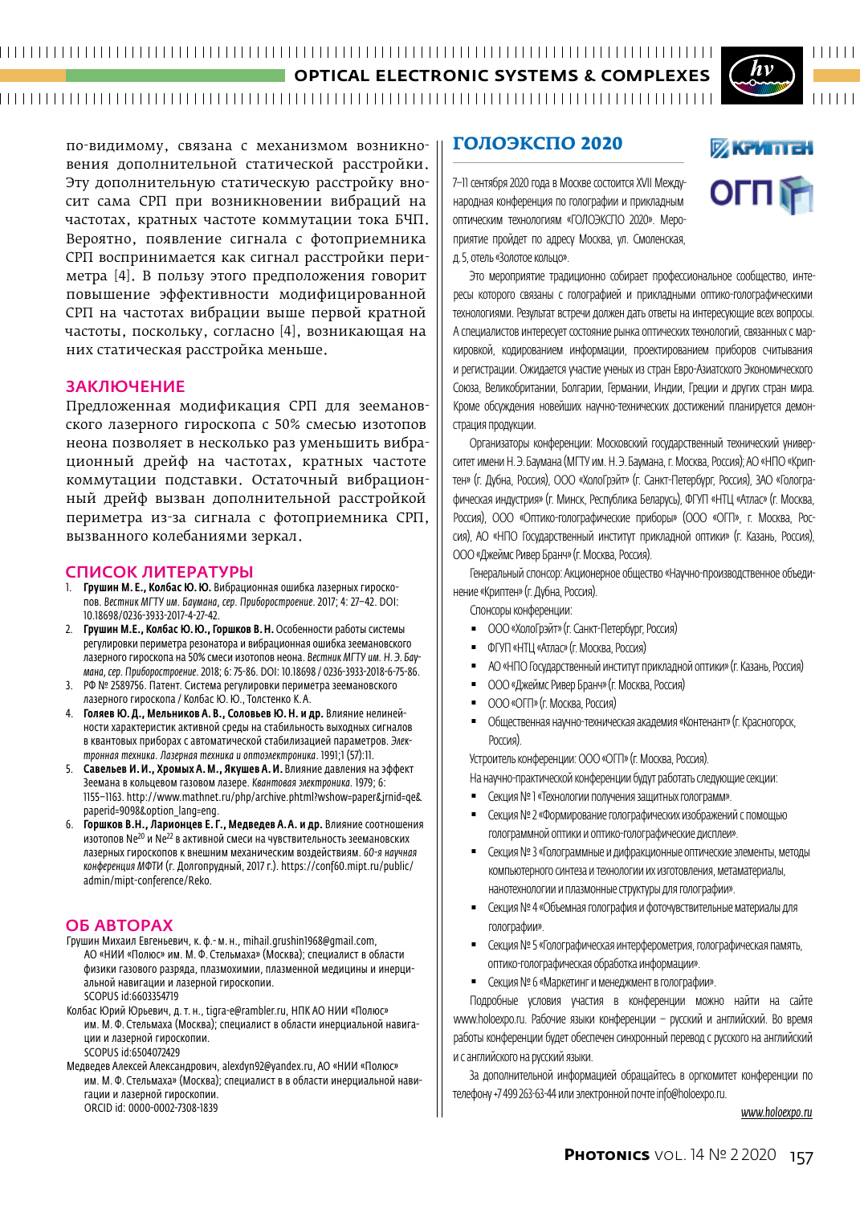по-видимому, связана с механизмом возникновения дополнительной статической расстройки. Эту дополнительную статическую расстройку вносит сама СРП при возникновении вибраций на частотах, кратных частоте коммутации тока БЧП. Вероятно, появление сигнала с фотоприемника СРП воспринимается как сигнал расстройки периметра [4]. В пользу этого предположения говорит повышение эффективности модифицированной СРП на частотах вибрации выше первой кратной частоты, поскольку, согласно [4], возникающая на них статическая расстройка меньше.

## ЗАКЛЮЧЕНИЕ

Предложенная модификация СРП для зеемановского лазерного гироскопа с 50% смесью изотопов неона позволяет в несколько раз уменьшить вибрационный дрейф на частотах, кратных частоте коммутации подставки. Остаточный вибрационный дрейф вызван дополнительной расстройкой периметра из-за сигнала с фотоприемника СРП, вызванного колебаниями зеркал.

## СПИСОК ЛИТЕРАТУРЫ

1. **Грушин М.Е., Колбас Ю.Ю.** Вибрационная ошибка лазерных гироскопов. *Вестник МГТУ им. Баумана, сер. Приборостроение*. 2017; 4: 27–42. DOI: 10.18698/0236-3933-2017-4-27-42.
2. **Грушин М.Е., Колбас Ю.Ю., Горшков В.Н.** Особенности работы системы регулировки периметра резонатора и вибрационная ошибка зеемановского лазерного гироскопа на 50% смеси изотопов неона. *Вестник МГТУ им. Н.Э. Баумана, сер. Приборостроение*. 2018; 6: 75-86. DOI: 10.18698 / 0236-3933-2018-6-75-86.
3. РФ № 2589756. Патент. Система регулировки периметра зеемановского лазерного гироскопа / Колбас Ю.Ю., Толстенко К.А.
4. **Голяев Ю.Д., Мельников А.В., Соловьев Ю.Н. и др.** Влияние нелинейности характеристик активной среды на стабильность выходных сигналов в квантовых приборах с автоматической стабилизацией параметров. *Электронная техника. Лазерная техника и оптоэлектроника*. 1991;1 (57):11.
5. **Савельев И.И., Хромых А.М., Якушев А.И.** Влияние давления на эффект Зеемана в кольцевом газовом лазере. *Квантовая электроника*. 1979; 6: 1155–1163. http://www.mathnet.ru/php/archive.phtml?wshow=paper&jrnid=qe&paperid=9098&option_lang=eng.
6. **Горшков В.Н., Ларионцев Е.Г., Медведев А.А. и др.** Влияние соотношения изотопов $Ne^{20}$ и $Ne^{22}$ в активной смеси на чувствительность зеемановских лазерных гироскопов к внешним механическим воздействиям. *60-я научная конференция МФТИ* (г. Долгопрудный, 2017 г.). https://conf60.mipt.ru/public/admin/mipt-conference/Reko.

## ОБ АВТОРАХ

Грушин Михаил Евгеньевич, к.ф.-м.н., mihail.grushin1968@gmail.com, АО «НИИ «Полюс» им. М.Ф. Стельмаха» (Москва); специалист в области физики газового разряда, плазмохимии, плазменной медицины и инерциальной навигации и лазерной гироскопии.
SCOPUS id:6603354719

Колбас Юрий Юрьевич, д.т.н., tigra-e@rambler.ru, НПК АО НИИ «Полюс» им. М.Ф. Стельмаха (Москва); специалист в области инерциальной навигации и лазерной гироскопии.
SCOPUS id:6504072429

Медведев Алексей Александрович, alexdyn92@yandex.ru, АО «НИИ «Полюс» им. М.Ф. Стельмаха» (Москва); специалист в в области инерциальной навигации и лазерной гироскопии.
ORCID id: 0000-0002-7308-1839

## ГОЛОЭКСПО 2020

7–11 сентября 2020 года в Москве состоится XVII Международная конференция по голографии и прикладным оптическим технологиям «ГОЛОЭКСПО 2020». Мероприятие пройдет по адресу Москва, ул. Смоленская, д.5, отель «Золотое кольцо».

Это мероприятие традиционно собирает профессиональное сообщество, интересы которого связаны с голографией и прикладными оптико-голографическими технологиями. Результат встречи должен дать ответы на интересующие всех вопросы. А специалистов интересует состояние рынка оптических технологий, связанных с маркировкой, кодированием информации, проектированием приборов считывания и регистрации. Ожидается участие ученых из стран Евро-Азиатского Экономического Союза, Великобритании, Болгарии, Германии, Индии, Греции и других стран мира. Кроме обсуждения новейших научно-технических достижений планируется демонстрация продукции.

Организаторы конференции: Московский государственный технический университет имени Н.Э. Баумана (МГТУ им. Н.Э. Баумана, г. Москва, Россия); АО «НПО «Криптен» (г. Дубна, Россия), ООО «ХолоГрэйт» (г. Санкт-Петербург, Россия), ЗАО «Голографическая индустрия» (г. Минск, Республика Беларусь), ФГУП «НТЦ «Атлас» (г. Москва, Россия), ООО «Оптико-голографические приборы» (ООО «ОГП»), г. Москва, Россия), АО «НПО Государственный институт прикладной оптики» (г. Казань, Россия), ООО «Джеймс Ривер Бранч» (г. Москва, Россия).

Генеральный спонсор: Акционерное общество «Научно-производственное объединение «Криптен» (г. Дубна, Россия).

Спонсоры конференции:

- ООО «ХолоГрэйт» (г. Санкт-Петербург, Россия)
- ФГУП «НТЦ «Атлас» (г. Москва, Россия)
- АО «НПО Государственный институт прикладной оптики» (г. Казань, Россия)
- ООО «Джеймс Ривер Бранч» (г. Москва, Россия)
- ООО «ОГП» (г. Москва, Россия)
- Общественная научно-техническая академия «Контенант» (г. Красногорск, Россия).

Устроитель конференции: ООО «ОГП» (г. Москва, Россия).

На научно-практической конференции будут работать следующие секции:

- Секция № 1 «Технологии получения защитных голограмм».
- Секция № 2 «Формирование голографических изображений с помощью голограммной оптики и оптико-голографические дисплеи».
- Секция № 3 «Голограммные и дифракционные оптические элементы, методы компьютерного синтеза и технологии их изготовления, метаматериалы, нанотехнологии и плазмонные структуры для голографии».
- Секция № 4 «Объемная голография и фоточувствительные материалы для голографии».
- Секция № 5 «Голографическая интерферометрия, голографическая память, оптико-голографическая обработка информации».
- Секция № 6 «Маркетинг и менеджмент в голографии».

Подробные условия участия в конференции можно найти на сайте www.holoexpo.ru. Рабочие языки конференции – русский и английский. Во время работы конференции будет обеспечен синхронный перевод с русского на английский и с английского на русский языки.

За дополнительной информацией обращайтесь в оргкомитет конференции по телефону +7 499 263-63-44 или электронной почте info@holoexpo.ru.

*www.holoexpo.ru*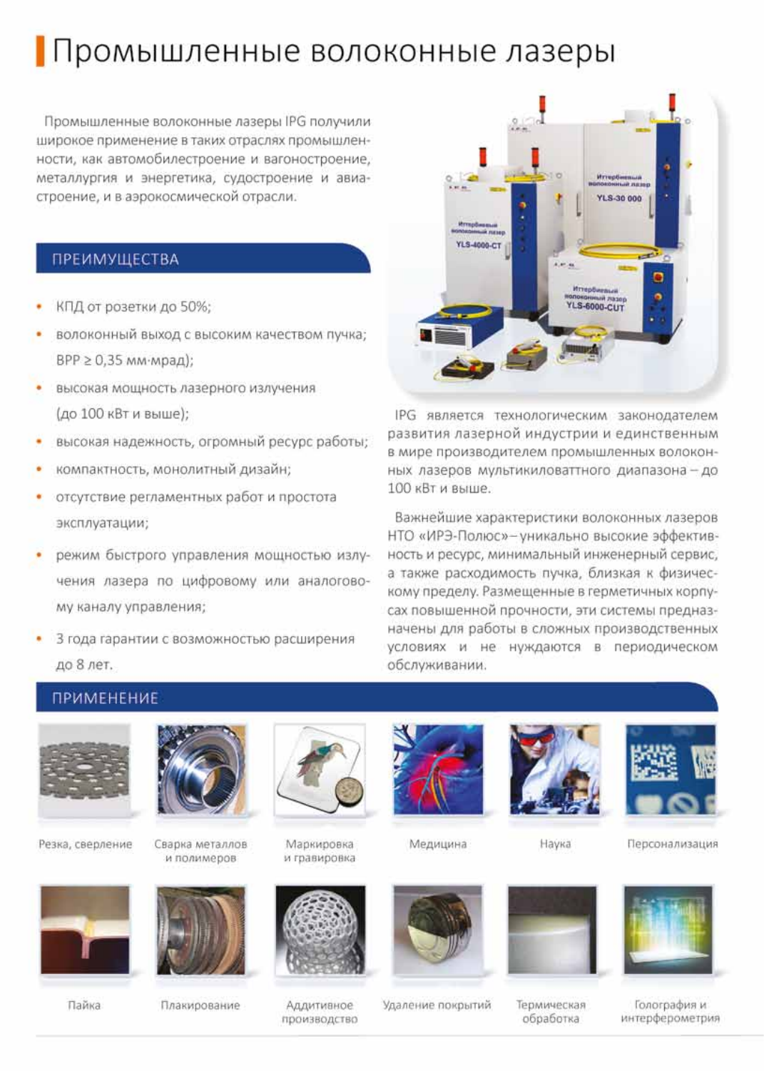# Промышленные волоконные лазеры

Промышленные волоконные лазеры IPG получили широкое применение в таких отраслях промышленности, как автомобилестроение и вагоностроение, металлургия и энергетика, судостроение и авиастроение, и в аэрокосмической отрасли.

## ПРЕИМУЩЕСТВА

- КПД от розетки до 50%;
- волоконный выход с высоким качеством пучка; BPP ≥ 0,35 мм·мрад);
- высокая мощность лазерного излучения (до 100 кВт и выше);
- высокая надежность, огромный ресурс работы;
- компактность, монолитный дизайн;
- отсутствие регламентных работ и простота эксплуатации;
- режим быстрого управления мощностью излучения лазера по цифровому или аналоговому каналу управления;
- 3 года гарантии с возможностью расширения до 8 лет.

IPG является технологическим законодателем развития лазерной индустрии и единственным в мире производителем промышленных волоконных лазеров мультикиловаттного диапазона – до 100 кВт и выше.

Важнейшие характеристики волоконных лазеров НТО «ИРЭ-Полюс» – уникально высокие эффективность и ресурс, минимальный инженерный сервис, а также расходимость пучка, близкая к физическому пределу. Размещенные в герметичных корпусах повышенной прочности, эти системы предназначены для работы в сложных производственных условиях и не нуждаются в периодическом обслуживании.

## ПРИМЕНЕНИЕ

- Резка, сверление
- Сварка металлов и полимеров
- Маркировка и гравировка
- Медицина
- Наука
- Персонализация
- Пайка
- Плакирование
- Аддитивное производство
- Удаление покрытий
- Термическая обработка
- Голография и интерферометрия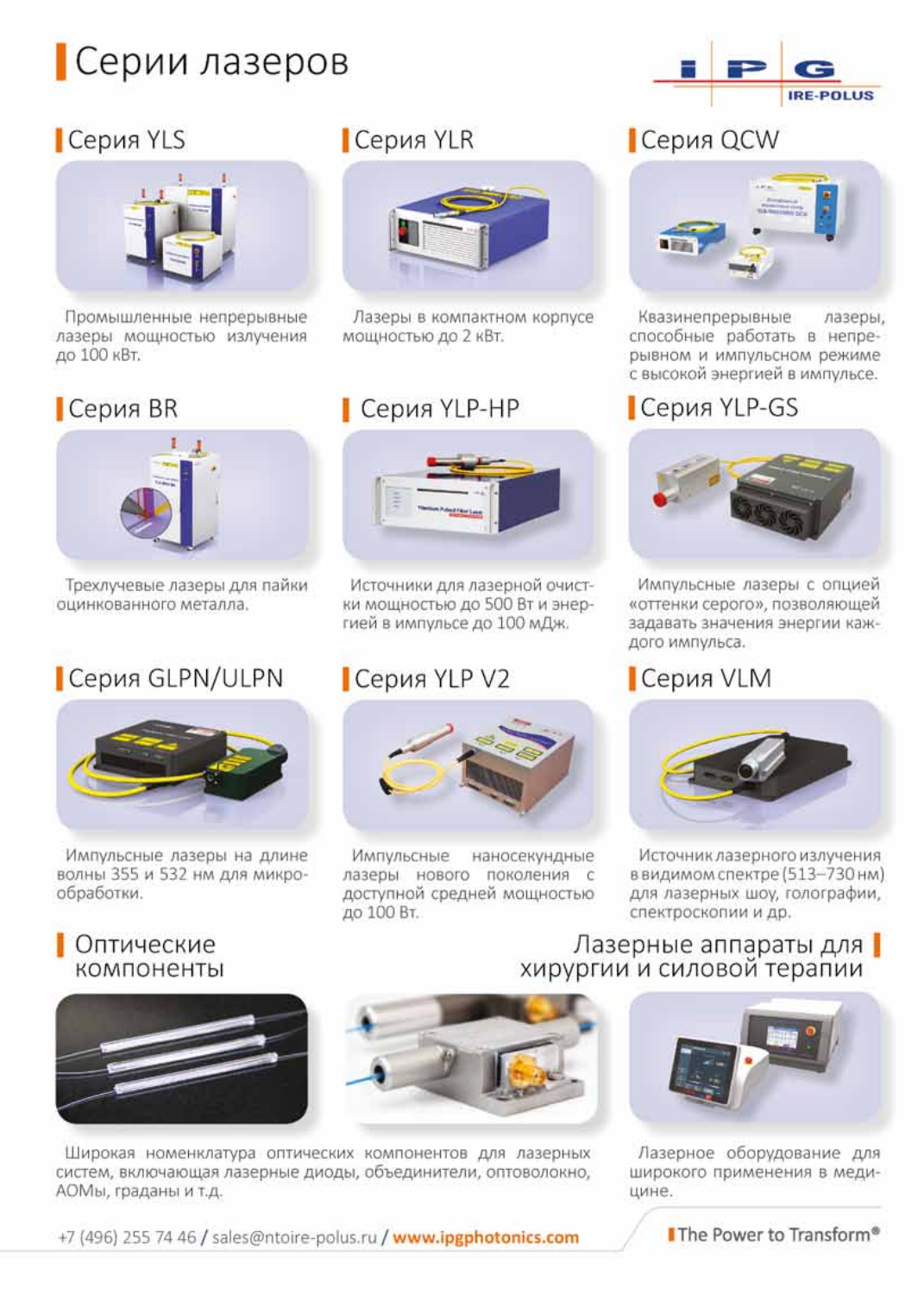# Серии лазеров

IPG IRE-POLUS

## Серия YLS

Промышленные непрерывные лазеры мощностью излучения до 100 кВт.

## Серия YLR

Лазеры в компактном корпусе мощностью до 2 кВт.

## Серия QCW

Квазинепрерывные лазеры, способные работать в непрерывном и импульсном режиме с высокой энергией в импульсе.

## Серия BR

Трехлучевые лазеры для пайки оцинкованного металла.

## Серия YLP-HP

Источники для лазерной очистки мощностью до 500 Вт и энергией в импульсе до 100 мДж.

## Серия YLP-GS

Импульсные лазеры с опцией «оттенки серого», позволяющей задавать значения энергии каждого импульса.

## Серия GLPN/ULPN

Импульсные лазеры на длине волны 355 и 532 нм для микрообработки.

## Серия YLP V2

Импульсные наносекундные лазеры нового поколения с доступной средней мощностью до 100 Вт.

## Серия VLM

Источник лазерного излучения в видимом спектре (513–730 нм) для лазерных шоу, голографии, спектроскопии и др.

## Оптические компоненты

Широкая номенклатура оптических компонентов для лазерных систем, включающая лазерные диоды, объединители, оптоволокно, АОМы, граданы и т.д.

## Лазерные аппараты для хирургии и силовой терапии

Лазерное оборудование для широкого применения в медицине.

+7 (496) 255 74 46 / sales@ntoire-polus.ru / **www.ipgphotonics.com**

The Power to Transform®